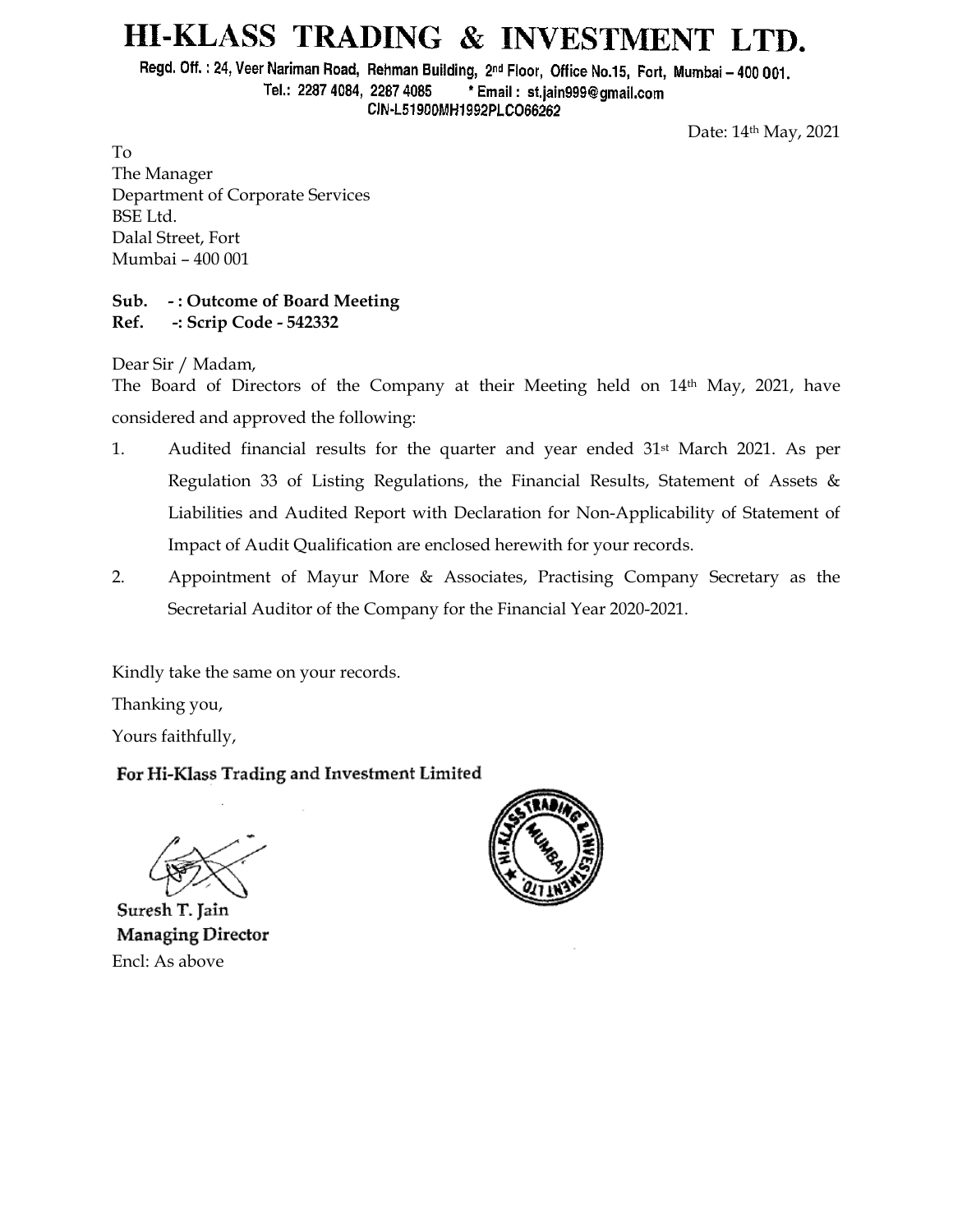# HI-KLASS TRADING & INVESTMENT LTD.

Regd. Off. : 24, Veer Nariman Road, Rehman Building, 2nd Floor, Office No.15, Fort, Mumbai – 400 001.
Tel.: 2287 4084, 2287 4085 * Email : st.jain999@gmail.com
CIN-L51900MH1992PLC066262

Date: 14th May, 2021

To
The Manager
Department of Corporate Services
BSE Ltd.
Dalal Street, Fort
Mumbai – 400 001

**Sub. - : Outcome of Board Meeting**
**Ref. -: Scrip Code - 542332**

Dear Sir / Madam,
The Board of Directors of the Company at their Meeting held on 14th May, 2021, have considered and approved the following:

1. Audited financial results for the quarter and year ended 31st March 2021. As per Regulation 33 of Listing Regulations, the Financial Results, Statement of Assets & Liabilities and Audited Report with Declaration for Non-Applicability of Statement of Impact of Audit Qualification are enclosed herewith for your records.
2. Appointment of Mayur More & Associates, Practising Company Secretary as the Secretarial Auditor of the Company for the Financial Year 2020-2021.

Kindly take the same on your records.

Thanking you,

Yours faithfully,

**For Hi-Klass Trading and Investment Limited**

**Suresh T. Jain**
**Managing Director**
Encl: As above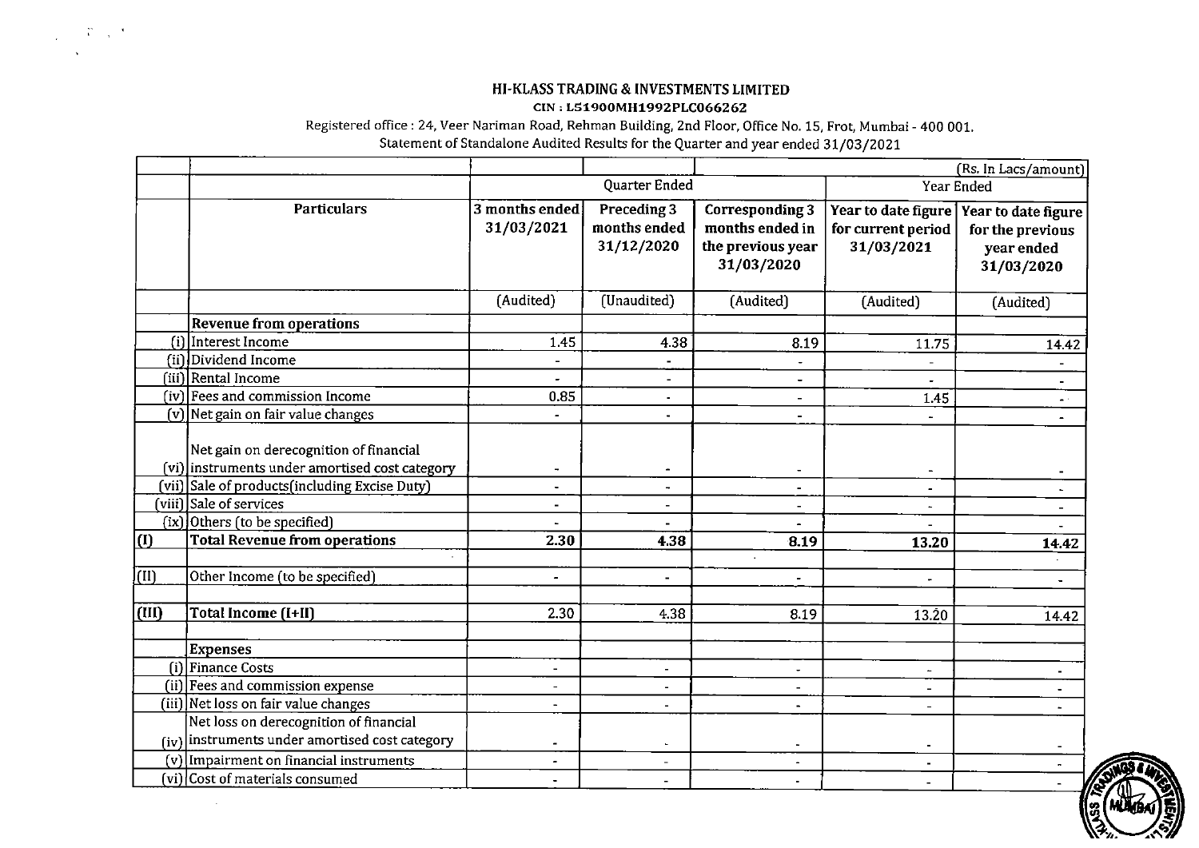**HI-KLASS TRADING & INVESTMENTS LIMITED**

**CIN : L51900MH1992PLC066262**

Registered office : 24, Veer Nariman Road, Rehman Building, 2nd Floor, Office No. 15, Frot, Mumbai - 400 001.

Statement of Standalone Audited Results for the Quarter and year ended 31/03/2021

| | | | | | | (Rs. In Lacs/amount) |
|---|---|---|---|---|---|---|
| | | Quarter Ended | | | Year Ended | |
| | **Particulars** | **3 months ended 31/03/2021** | **Preceding 3 months ended 31/12/2020** | **Corresponding 3 months ended in the previous year 31/03/2020** | **Year to date figure for current period 31/03/2021** | **Year to date figure for the previous year ended 31/03/2020** |
| | | (Audited) | (Unaudited) | (Audited) | (Audited) | (Audited) |
| | **Revenue from operations** | | | | | |
| (i) | Interest Income | 1.45 | 4.38 | 8.19 | 11.75 | 14.42 |
| (ii) | Dividend Income | - | - | - | - | - |
| (iii) | Rental Income | - | - | - | - | - |
| (iv) | Fees and commission Income | 0.85 | - | - | 1.45 | - |
| (v) | Net gain on fair value changes | - | - | - | - | - |
| (vi) | Net gain on derecognition of financial instruments under amortised cost category | - | - | - | - | - |
| (vii) | Sale of products(including Excise Duty) | - | - | - | - | - |
| (viii) | Sale of services | - | - | - | - | - |
| (ix) | Others (to be specified) | - | - | - | - | - |
| **(I)** | **Total Revenue from operations** | **2.30** | **4.38** | **8.19** | **13.20** | **14.42** |
| (II) | Other Income (to be specified) | - | - | - | - | - |
| **(III)** | **Total Income (I+II)** | 2.30 | 4.38 | 8.19 | 13.20 | 14.42 |
| | **Expenses** | | | | | |
| (i) | Finance Costs | - | - | - | - | - |
| (ii) | Fees and commission expense | - | - | - | - | - |
| (iii) | Net loss on fair value changes | - | - | - | - | - |
| (iv) | Net loss on derecognition of financial instruments under amortised cost category | - | - | - | - | - |
| (v) | Impairment on financial instruments | - | - | - | - | - |
| (vi) | Cost of materials consumed | - | - | - | - | - |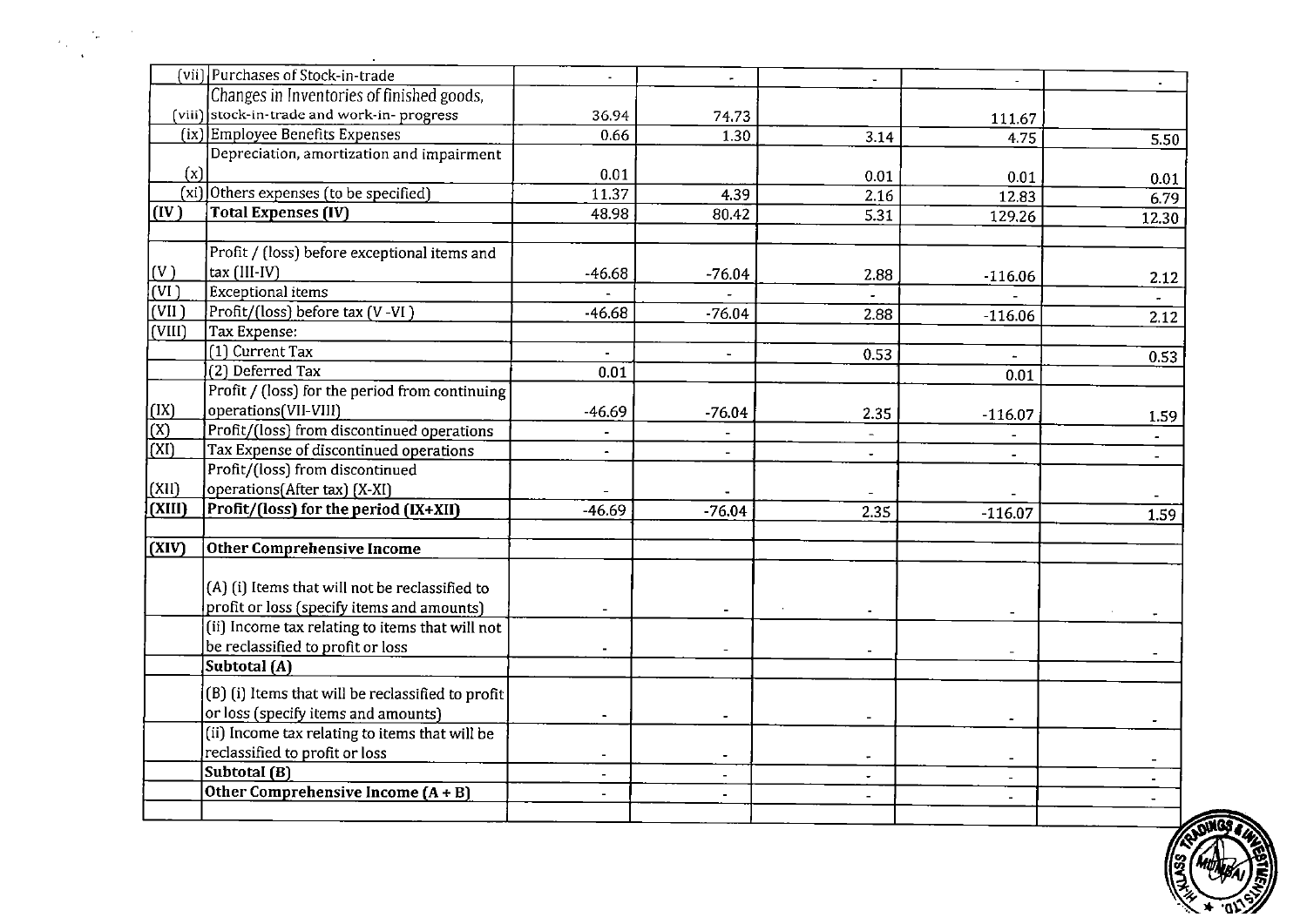| | | | | | | |
|---|---|---|---|---|---|---|
| (vii) | Purchases of Stock-in-trade | - | - | - | - | - |
| (viii) | Changes in Inventories of finished goods, stock-in-trade and work-in- progress | 36.94 | 74.73 | | 111.67 | |
| (ix) | Employee Benefits Expenses | 0.66 | 1.30 | 3.14 | 4.75 | 5.50 |
| (x) | Depreciation, amortization and impairment | 0.01 | | 0.01 | 0.01 | 0.01 |
| (xi) | Others expenses (to be specified) | 11.37 | 4.39 | 2.16 | 12.83 | 6.79 |
| **(IV)** | **Total Expenses (IV)** | 48.98 | 80.42 | 5.31 | 129.26 | 12.30 |
| | | | | | | |
| (V) | Profit / (loss) before exceptional items and tax (III-IV) | -46.68 | -76.04 | 2.88 | -116.06 | 2.12 |
| (VI) | Exceptional items | - | - | - | - | - |
| (VII) | Profit/(loss) before tax (V -VI) | -46.68 | -76.04 | 2.88 | -116.06 | 2.12 |
| (VIII) | Tax Expense: | | | | | |
| | (1) Current Tax | - | - | 0.53 | - | 0.53 |
| | (2) Deferred Tax | 0.01 | | | 0.01 | |
| (IX) | Profit / (loss) for the period from continuing operations(VII-VIII) | -46.69 | -76.04 | 2.35 | -116.07 | 1.59 |
| (X) | Profit/(loss) from discontinued operations | - | - | - | - | - |
| (XI) | Tax Expense of discontinued operations | - | - | - | - | - |
| (XII) | Profit/(loss) from discontinued operations(After tax) (X-XI) | - | - | - | - | - |
| **(XIII)** | **Profit/(loss) for the period (IX+XII)** | -46.69 | -76.04 | 2.35 | -116.07 | 1.59 |
| | | | | | | |
| **(XIV)** | **Other Comprehensive Income** | | | | | |
| | (A) (i) Items that will not be reclassified to profit or loss (specify items and amounts) | - | - | - | - | - |
| | (ii) Income tax relating to items that will not be reclassified to profit or loss | - | - | - | - | - |
| | **Subtotal (A)** | | | | | |
| | (B) (i) Items that will be reclassified to profit or loss (specify items and amounts) | - | - | - | - | - |
| | (ii) Income tax relating to items that will be reclassified to profit or loss | - | - | - | - | - |
| | **Subtotal (B)** | - | - | - | - | - |
| | **Other Comprehensive Income (A + B)** | - | - | - | - | - |
| | | | | | | |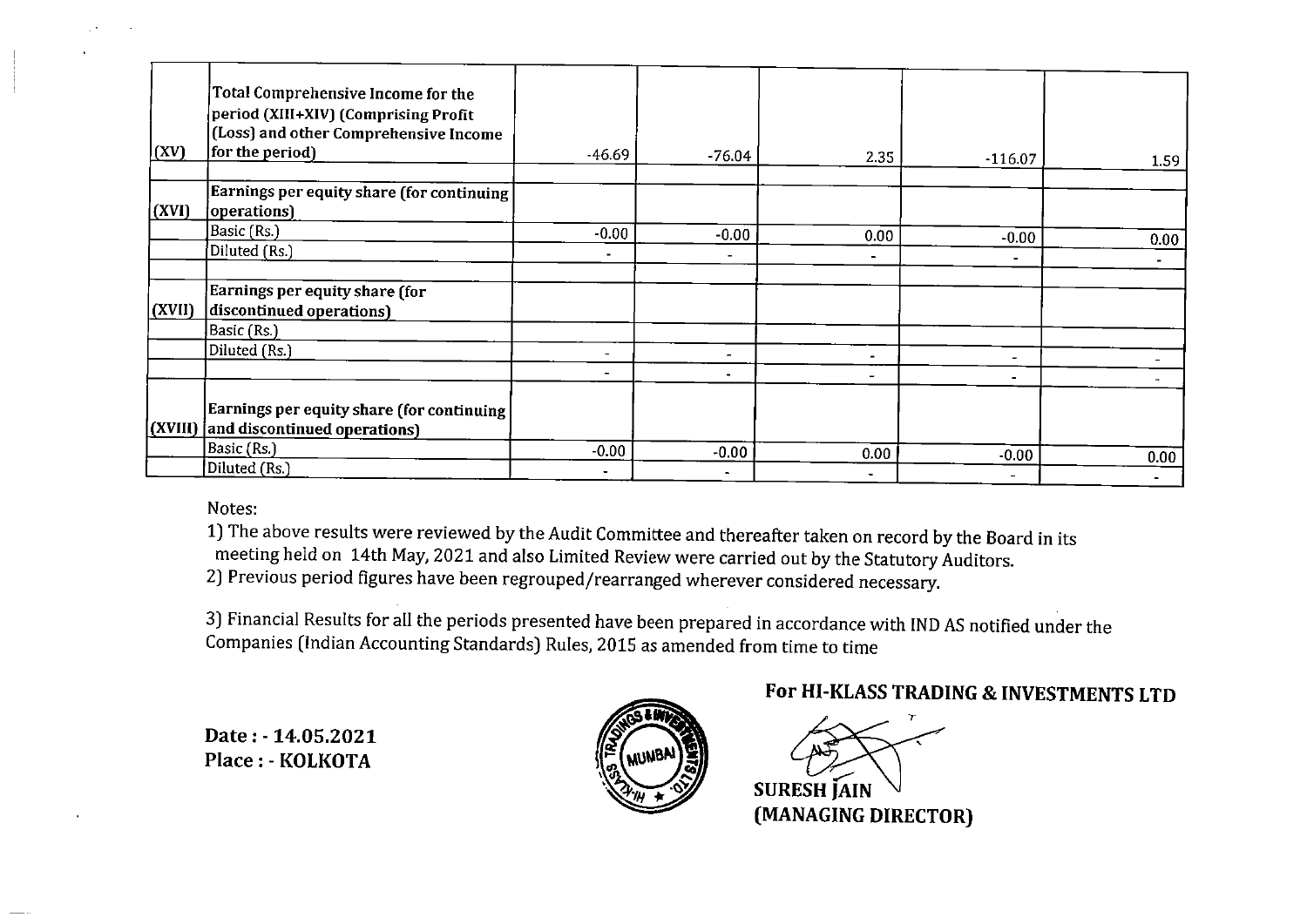| | | | | | | |
|---|---|---|---|---|---|---|
| (XV) | Total Comprehensive Income for the period (XIII+XIV) (Comprising Profit (Loss) and other Comprehensive Income for the period) | -46.69 | -76.04 | 2.35 | -116.07 | 1.59 |
| | | | | | | |
| (XVI) | Earnings per equity share (for continuing operations) | | | | | |
| | Basic (Rs.) | -0.00 | -0.00 | 0.00 | -0.00 | 0.00 |
| | Diluted (Rs.) | - | - | - | - | - |
| | | | | | | |
| (XVII) | Earnings per equity share (for discontinued operations) | | | | | |
| | Basic (Rs.) | | | | | |
| | Diluted (Rs.) | - | - | - | - | - |
| | | - | - | - | - | - |
| (XVIII) | Earnings per equity share (for continuing and discontinued operations) | | | | | |
| | Basic (Rs.) | -0.00 | -0.00 | 0.00 | -0.00 | 0.00 |
| | Diluted (Rs.) | - | - | - | - | - |

Notes:

1) The above results were reviewed by the Audit Committee and thereafter taken on record by the Board in its meeting held on 14th May, 2021 and also Limited Review were carried out by the Statutory Auditors.
2) Previous period figures have been regrouped/rearranged wherever considered necessary.

3) Financial Results for all the periods presented have been prepared in accordance with IND AS notified under the Companies (Indian Accounting Standards) Rules, 2015 as amended from time to time

**For HI-KLASS TRADING & INVESTMENTS LTD**

**Date : - 14.05.2021**
**Place : - KOLKOTA**

**SURESH JAIN**
**(MANAGING DIRECTOR)**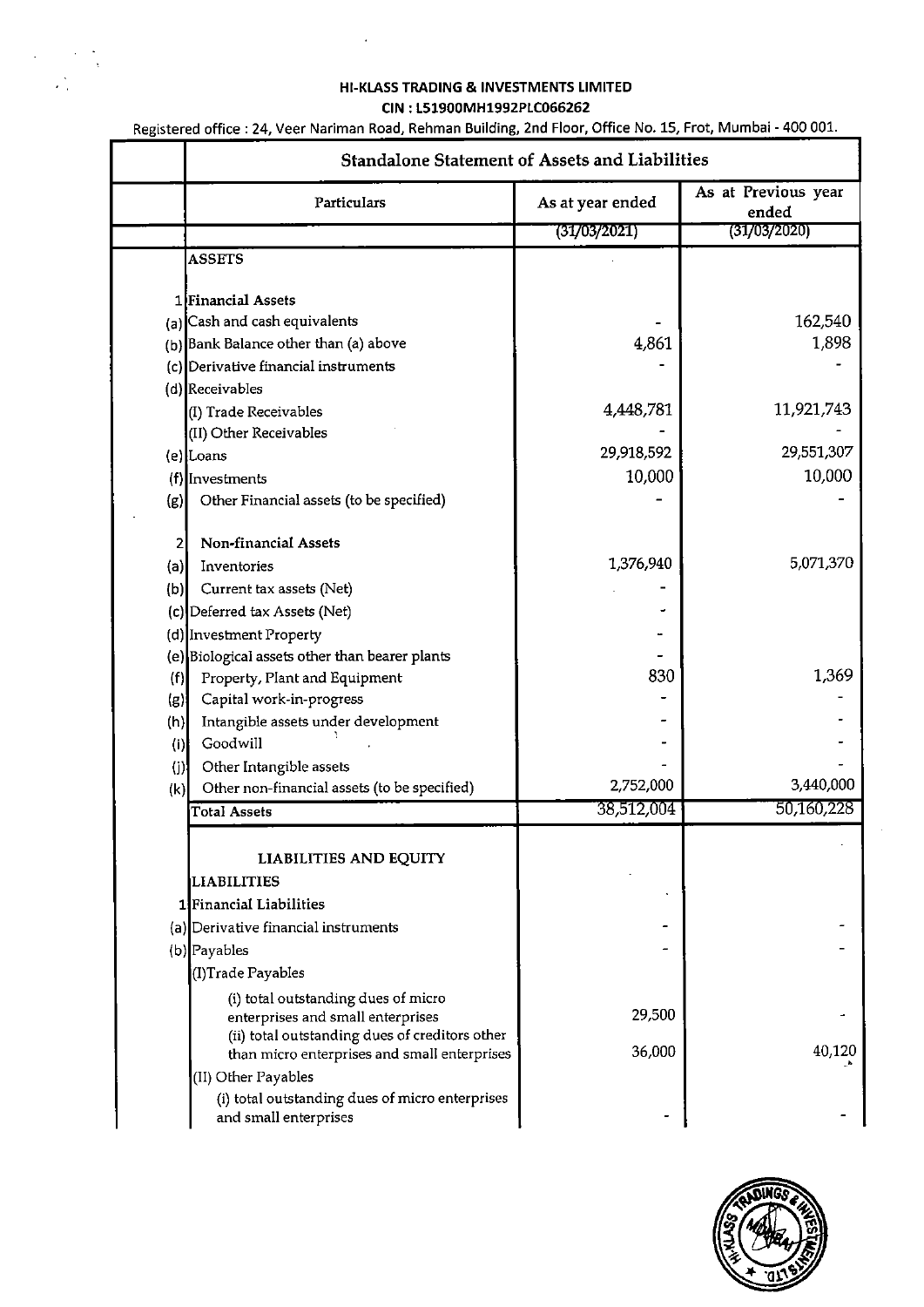**HI-KLASS TRADING & INVESTMENTS LIMITED**

**CIN : L51900MH1992PLC066262**

Registered office : 24, Veer Nariman Road, Rehman Building, 2nd Floor, Office No. 15, Frot, Mumbai - 400 001.

## Standalone Statement of Assets and Liabilities

| | Particulars | As at year ended | As at Previous year ended |
|---|---|---|---|
| | | (31/03/2021) | (31/03/2020) |
| | **ASSETS** | | |
| 1 | **Financial Assets** | | |
| (a) | Cash and cash equivalents | - | 162,540 |
| (b) | Bank Balance other than (a) above | 4,861 | 1,898 |
| (c) | Derivative financial instruments | - | - |
| (d) | Receivables | | |
| | (I) Trade Receivables | 4,448,781 | 11,921,743 |
| | (II) Other Receivables | - | - |
| (e) | Loans | 29,918,592 | 29,551,307 |
| (f) | Investments | 10,000 | 10,000 |
| (g) | Other Financial assets (to be specified) | - | - |
| 2 | **Non-financial Assets** | | |
| (a) | Inventories | 1,376,940 | 5,071,370 |
| (b) | Current tax assets (Net) | - | |
| (c) | Deferred tax Assets (Net) | - | |
| (d) | Investment Property | - | |
| (e) | Biological assets other than bearer plants | - | |
| (f) | Property, Plant and Equipment | 830 | 1,369 |
| (g) | Capital work-in-progress | - | - |
| (h) | Intangible assets under development | - | - |
| (i) | Goodwill | - | - |
| (j) | Other Intangible assets | - | - |
| (k) | Other non-financial assets (to be specified) | 2,752,000 | 3,440,000 |
| | **Total Assets** | 38,512,004 | 50,160,228 |
| | **LIABILITIES AND EQUITY** | | |
| | **LIABILITIES** | | |
| 1 | **Financial Liabilities** | | |
| (a) | Derivative financial instruments | - | - |
| (b) | Payables | - | - |
| | (I)Trade Payables | | |
| | (i) total outstanding dues of micro enterprises and small enterprises | 29,500 | - |
| | (ii) total outstanding dues of creditors other than micro enterprises and small enterprises | 36,000 | 40,120 |
| | (II) Other Payables | | |
| | (i) total outstanding dues of micro enterprises and small enterprises | - | - |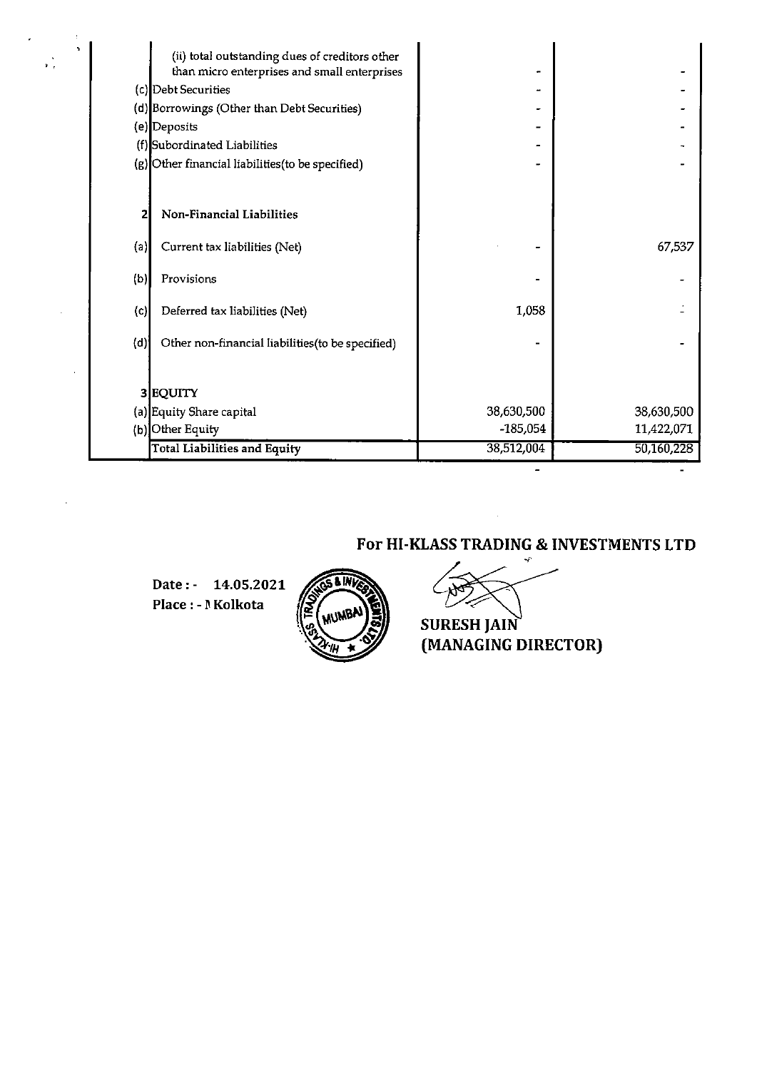|  |  |  |  |
|---|---|---|---|
|  | (ii) total outstanding dues of creditors other than micro enterprises and small enterprises | - | - |
| (c) | Debt Securities | - | - |
| (d) | Borrowings (Other than Debt Securities) | - | - |
| (e) | Deposits | - | - |
| (f) | Subordinated Liabilities | - | - |
| (g) | Other financial liabilities(to be specified) | - | - |
|  |  |  |  |
| 2 | **Non-Financial Liabilities** |  |  |
| (a) | Current tax liabilities (Net) | - | 67,537 |
| (b) | Provisions | - | - |
| (c) | Deferred tax liabilities (Net) | 1,058 | - |
| (d) | Other non-financial liabilities(to be specified) | - | - |
|  |  |  |  |
| 3 | EQUITY |  |  |
| (a) | Equity Share capital | 38,630,500 | 38,630,500 |
| (b) | Other Equity | -185,054 | 11,422,071 |
|  | **Total Liabilities and Equity** | 38,512,004 | 50,160,228 |
|  |  | - | - |

**For HI-KLASS TRADING & INVESTMENTS LTD**

**Date : - 14.05.2021**
**Place : - Kolkota**

**SURESH JAIN**
**(MANAGING DIRECTOR)**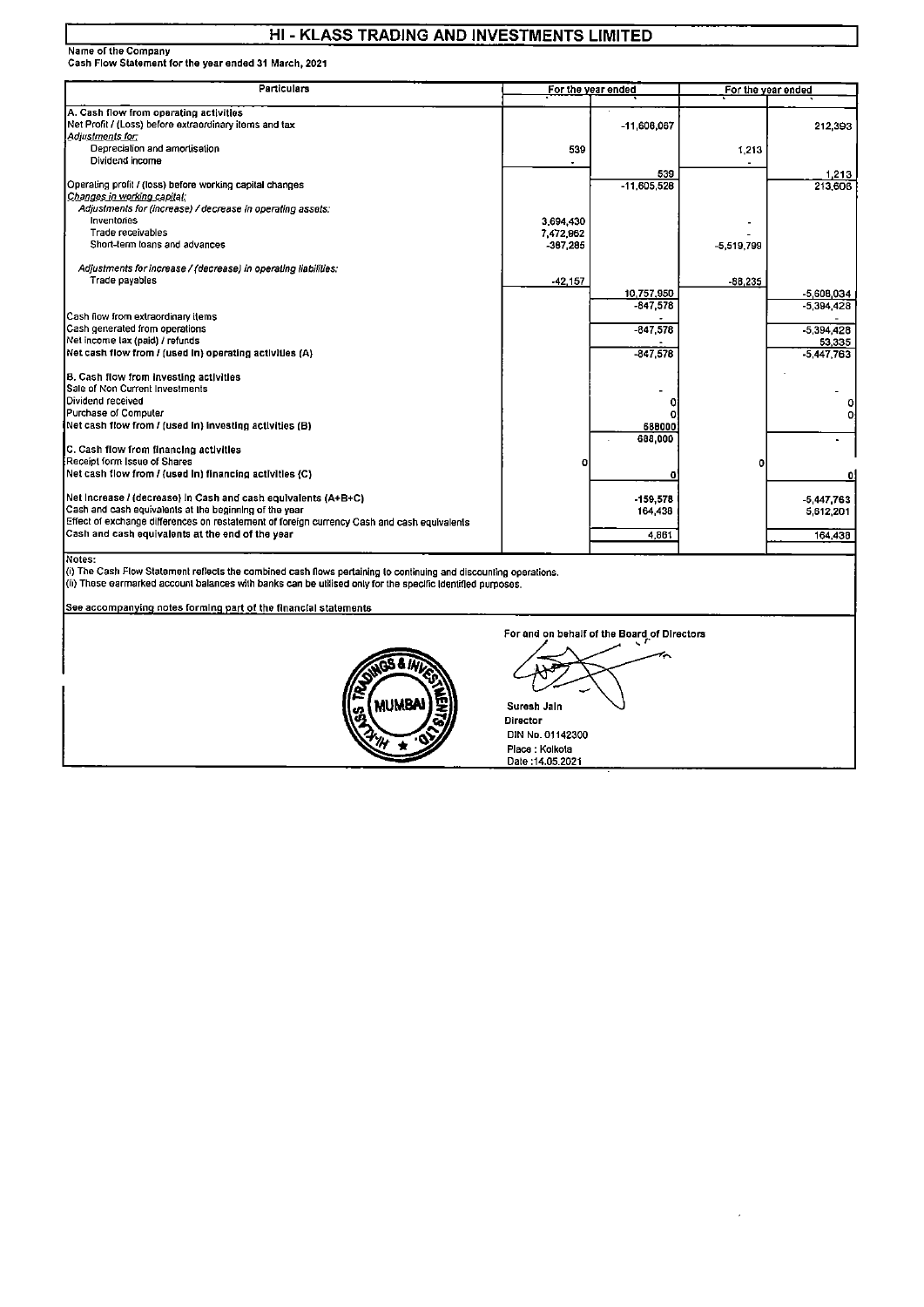# HI - KLASS TRADING AND INVESTMENTS LIMITED

Name of the Company
Cash Flow Statement for the year ended 31 March, 2021

| Particulars | For the year ended | | For the year ended | |
|---|---|---|---|---|
| | ` | ` | ` | ` |
| **A. Cash flow from operating activities** | | | | |
| Net Profit / (Loss) before extraordinary items and tax | | -11,606,067 | | 212,393 |
| *Adjustments for:* | | | | |
| Depreciation and amortisation | 539 | | 1,213 | |
| Dividend income | - | | - | |
| | | 539 | | 1,213 |
| Operating profit / (loss) before working capital changes | | -11,605,528 | | 213,606 |
| *Changes in working capital:* | | | | |
| *Adjustments for (increase) / decrease in operating assets:* | | | | |
| Inventories | 3,694,430 | | - | |
| Trade receivables | 7,472,962 | | - | |
| Short-term loans and advances | -367,285 | | -5,519,799 | |
| *Adjustments for increase / (decrease) in operating liabilities:* | | | | |
| Trade payables | -42,157 | | -88,235 | |
| | | 10,757,950 | | -5,608,034 |
| | | -847,578 | | -5,394,428 |
| Cash flow from extraordinary items | | - | | - |
| Cash generated from operations | | -847,578 | | -5,394,428 |
| Net income tax (paid) / refunds | | - | | 53,335 |
| **Net cash flow from / (used in) operating activities (A)** | | -847,578 | | -5,447,763 |
| **B. Cash flow from investing activities** | | | | |
| Sale of Non Current Investments | | - | | - |
| Dividend received | | 0 | | 0 |
| Purchase of Computer | | 0 | | 0 |
| **Net cash flow from / (used in) investing activities (B)** | | 688000 | | |
| | | 688,000 | | - |
| **C. Cash flow from financing activities** | | | | |
| Receipt form Issue of Shares | 0 | | 0 | |
| **Net cash flow from / (used in) financing activities (C)** | | 0 | | 0 |
| Net increase / (decrease) in Cash and cash equivalents (A+B+C) | | -159,578 | | -5,447,763 |
| Cash and cash equivalents at the beginning of the year | | 164,438 | | 5,612,201 |
| Effect of exchange differences on restatement of foreign currency Cash and cash equivalents | | | | |
| Cash and cash equivalents at the end of the year | | 4,861 | | 164,438 |

Notes:
(i) The Cash Flow Statement reflects the combined cash flows pertaining to continuing and discounting operations.
(ii) These earmarked account balances with banks can be utilised only for the specific identified purposes.

See accompanying notes forming part of the financial statements

For and on behalf of the Board of Directors

Suresh Jain
Director
DIN No. 01142300
Place : Kolkota
Date :14.05.2021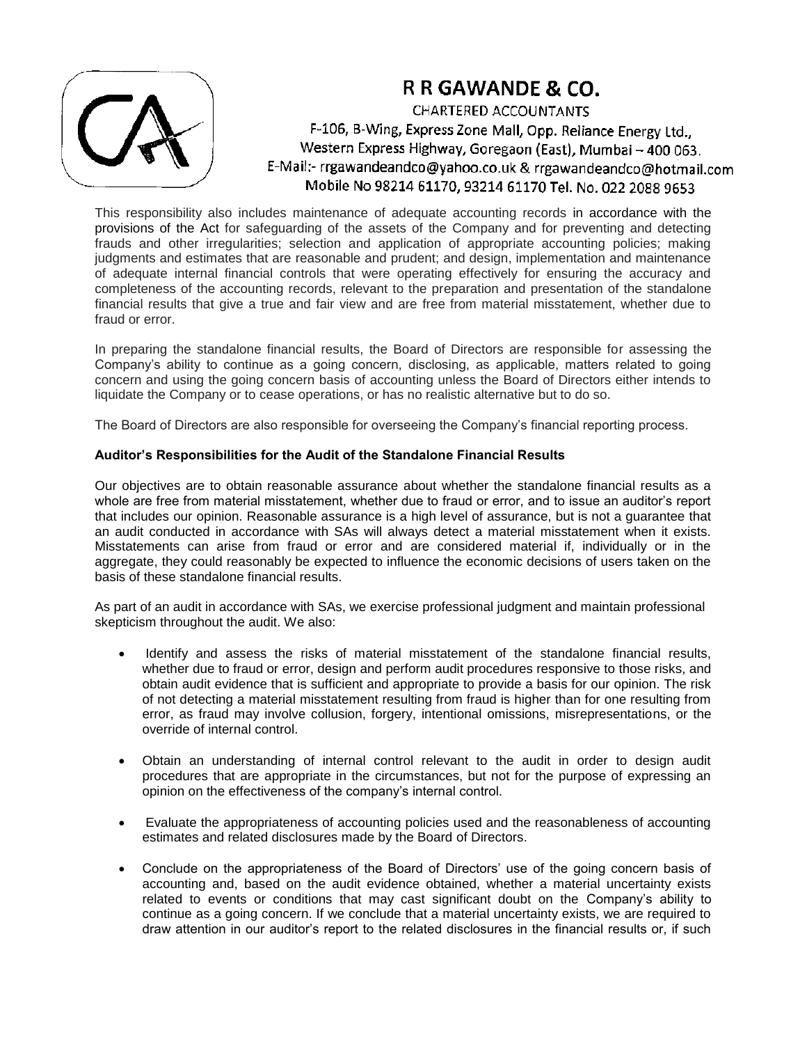This responsibility also includes maintenance of adequate accounting records in accordance with the provisions of the Act for safeguarding of the assets of the Company and for preventing and detecting frauds and other irregularities; selection and application of appropriate accounting policies; making judgments and estimates that are reasonable and prudent; and design, implementation and maintenance of adequate internal financial controls that were operating effectively for ensuring the accuracy and completeness of the accounting records, relevant to the preparation and presentation of the standalone financial results that give a true and fair view and are free from material misstatement, whether due to fraud or error.

In preparing the standalone financial results, the Board of Directors are responsible for assessing the Company's ability to continue as a going concern, disclosing, as applicable, matters related to going concern and using the going concern basis of accounting unless the Board of Directors either intends to liquidate the Company or to cease operations, or has no realistic alternative but to do so.

The Board of Directors are also responsible for overseeing the Company's financial reporting process.

**Auditor's Responsibilities for the Audit of the Standalone Financial Results**

Our objectives are to obtain reasonable assurance about whether the standalone financial results as a whole are free from material misstatement, whether due to fraud or error, and to issue an auditor's report that includes our opinion. Reasonable assurance is a high level of assurance, but is not a guarantee that an audit conducted in accordance with SAs will always detect a material misstatement when it exists. Misstatements can arise from fraud or error and are considered material if, individually or in the aggregate, they could reasonably be expected to influence the economic decisions of users taken on the basis of these standalone financial results.

As part of an audit in accordance with SAs, we exercise professional judgment and maintain professional skepticism throughout the audit. We also:

- Identify and assess the risks of material misstatement of the standalone financial results, whether due to fraud or error, design and perform audit procedures responsive to those risks, and obtain audit evidence that is sufficient and appropriate to provide a basis for our opinion. The risk of not detecting a material misstatement resulting from fraud is higher than for one resulting from error, as fraud may involve collusion, forgery, intentional omissions, misrepresentations, or the override of internal control.

- Obtain an understanding of internal control relevant to the audit in order to design audit procedures that are appropriate in the circumstances, but not for the purpose of expressing an opinion on the effectiveness of the company's internal control.

- Evaluate the appropriateness of accounting policies used and the reasonableness of accounting estimates and related disclosures made by the Board of Directors.

- Conclude on the appropriateness of the Board of Directors' use of the going concern basis of accounting and, based on the audit evidence obtained, whether a material uncertainty exists related to events or conditions that may cast significant doubt on the Company's ability to continue as a going concern. If we conclude that a material uncertainty exists, we are required to draw attention in our auditor's report to the related disclosures in the financial results or, if such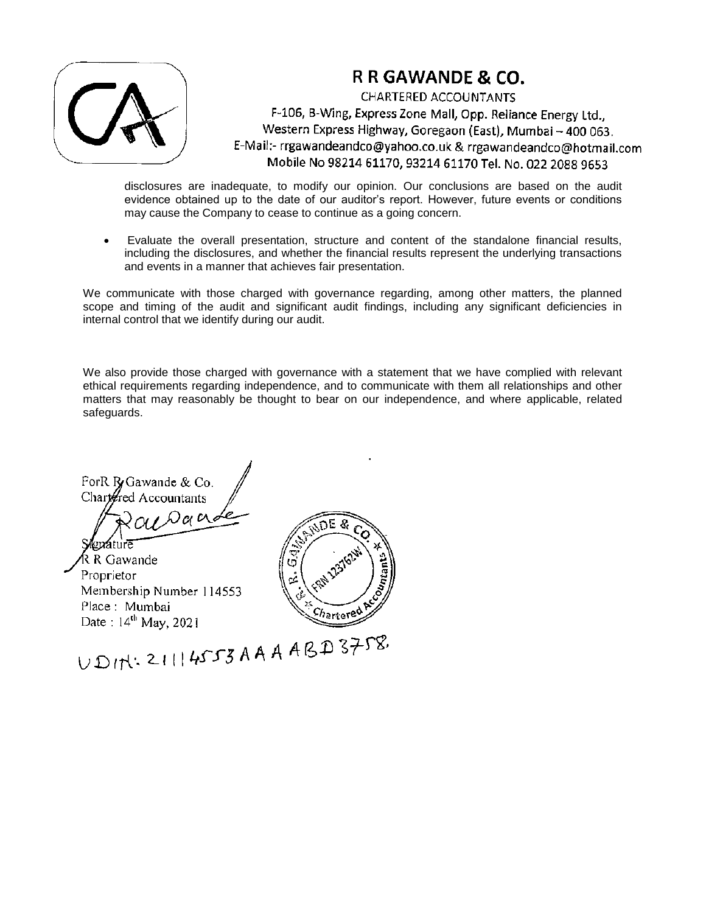# R R GAWANDE & CO.

CHARTERED ACCOUNTANTS

F-106, B-Wing, Express Zone Mall, Opp. Reliance Energy Ltd., Western Express Highway, Goregaon (East), Mumbai – 400 063.

E-Mail:- rrgawandeandco@yahoo.co.uk & rrgawandeandco@hotmail.com

Mobile No 98214 61170, 93214 61170 Tel. No. 022 2088 9653

disclosures are inadequate, to modify our opinion. Our conclusions are based on the audit evidence obtained up to the date of our auditor's report. However, future events or conditions may cause the Company to cease to continue as a going concern.

- Evaluate the overall presentation, structure and content of the standalone financial results, including the disclosures, and whether the financial results represent the underlying transactions and events in a manner that achieves fair presentation.

We communicate with those charged with governance regarding, among other matters, the planned scope and timing of the audit and significant audit findings, including any significant deficiencies in internal control that we identify during our audit.

We also provide those charged with governance with a statement that we have complied with relevant ethical requirements regarding independence, and to communicate with them all relationships and other matters that may reasonably be thought to bear on our independence, and where applicable, related safeguards.

For R R Gawande & Co.
Chartered Accountants

Signature
R R Gawande
Proprietor
Membership Number 114553
Place : Mumbai
Date : 14th May, 2021

UDIN: 21114553AAAABD3758.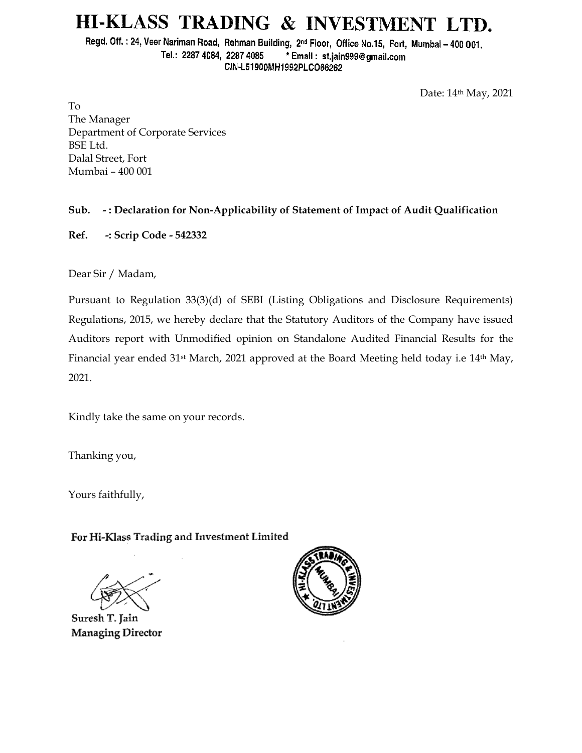# HI-KLASS TRADING & INVESTMENT LTD.

Regd. Off. : 24, Veer Nariman Road, Rehman Building, 2nd Floor, Office No.15, Fort, Mumbai – 400 001.
Tel.: 2287 4084, 2287 4085 * Email : st.jain999@gmail.com
CIN-L51900MH1992PLCO66262

Date: 14th May, 2021

To
The Manager
Department of Corporate Services
BSE Ltd.
Dalal Street, Fort
Mumbai – 400 001

**Sub. - : Declaration for Non-Applicability of Statement of Impact of Audit Qualification**

**Ref. -: Scrip Code - 542332**

Dear Sir / Madam,

Pursuant to Regulation 33(3)(d) of SEBI (Listing Obligations and Disclosure Requirements) Regulations, 2015, we hereby declare that the Statutory Auditors of the Company have issued Auditors report with Unmodified opinion on Standalone Audited Financial Results for the Financial year ended 31st March, 2021 approved at the Board Meeting held today i.e 14th May, 2021.

Kindly take the same on your records.

Thanking you,

Yours faithfully,

**For Hi-Klass Trading and Investment Limited**

**Suresh T. Jain**
**Managing Director**